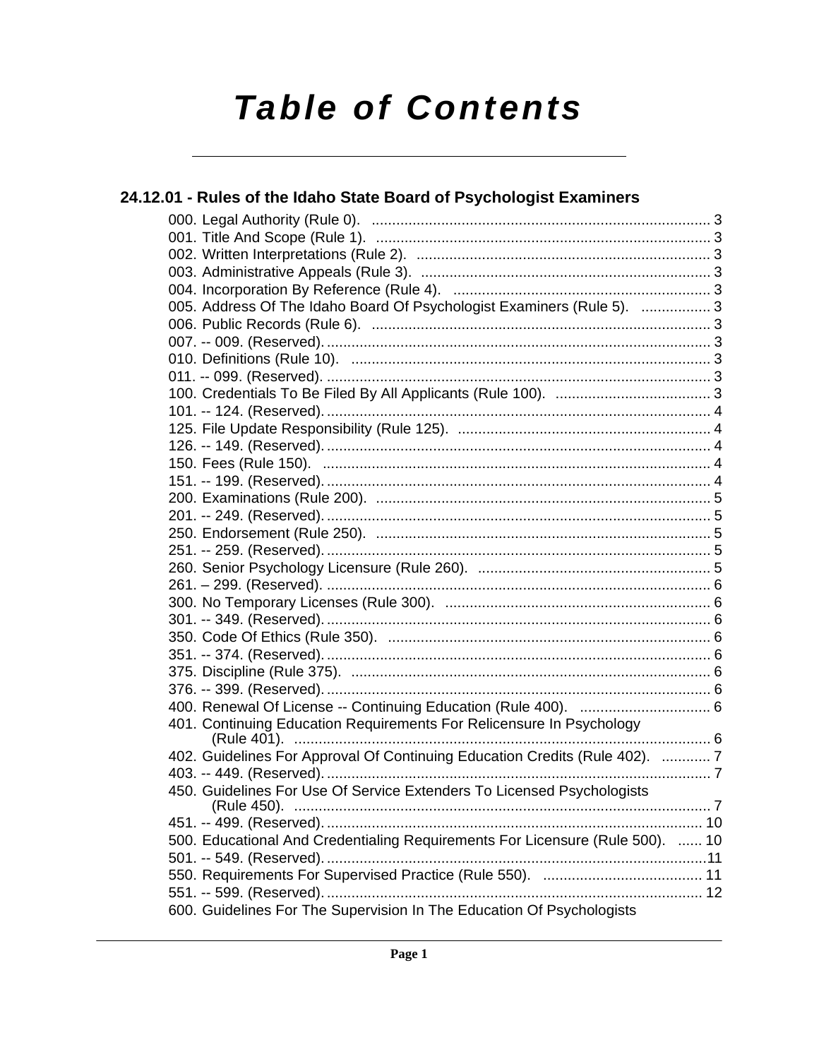# Table of Contents

## 24.12.01 - Rules of the Idaho State Board of Psychologist Examiners

000. Legal Authority (Rule 0). ... 3
001. Title And Scope (Rule 1). ... 3
002. Written Interpretations (Rule 2). ... 3
003. Administrative Appeals (Rule 3). ... 3
004. Incorporation By Reference (Rule 4). ... 3
005. Address Of The Idaho Board Of Psychologist Examiners (Rule 5). ... 3
006. Public Records (Rule 6). ... 3
007. -- 009. (Reserved). ... 3
010. Definitions (Rule 10). ... 3
011. -- 099. (Reserved). ... 3
100. Credentials To Be Filed By All Applicants (Rule 100). ... 3
101. -- 124. (Reserved). ... 4
125. File Update Responsibility (Rule 125). ... 4
126. -- 149. (Reserved). ... 4
150. Fees (Rule 150). ... 4
151. -- 199. (Reserved). ... 4
200. Examinations (Rule 200). ... 5
201. -- 249. (Reserved). ... 5
250. Endorsement (Rule 250). ... 5
251. -- 259. (Reserved). ... 5
260. Senior Psychology Licensure (Rule 260). ... 5
261. – 299. (Reserved). ... 6
300. No Temporary Licenses (Rule 300). ... 6
301. -- 349. (Reserved). ... 6
350. Code Of Ethics (Rule 350). ... 6
351. -- 374. (Reserved). ... 6
375. Discipline (Rule 375). ... 6
376. -- 399. (Reserved). ... 6
400. Renewal Of License -- Continuing Education (Rule 400). ... 6
401. Continuing Education Requirements For Relicensure In Psychology (Rule 401). ... 6
402. Guidelines For Approval Of Continuing Education Credits (Rule 402). ... 7
403. -- 449. (Reserved). ... 7
450. Guidelines For Use Of Service Extenders To Licensed Psychologists (Rule 450). ... 7
451. -- 499. (Reserved). ... 10
500. Educational And Credentialing Requirements For Licensure (Rule 500). ... 10
501. -- 549. (Reserved). ... 11
550. Requirements For Supervised Practice (Rule 550). ... 11
551. -- 599. (Reserved). ... 12
600. Guidelines For The Supervision In The Education Of Psychologists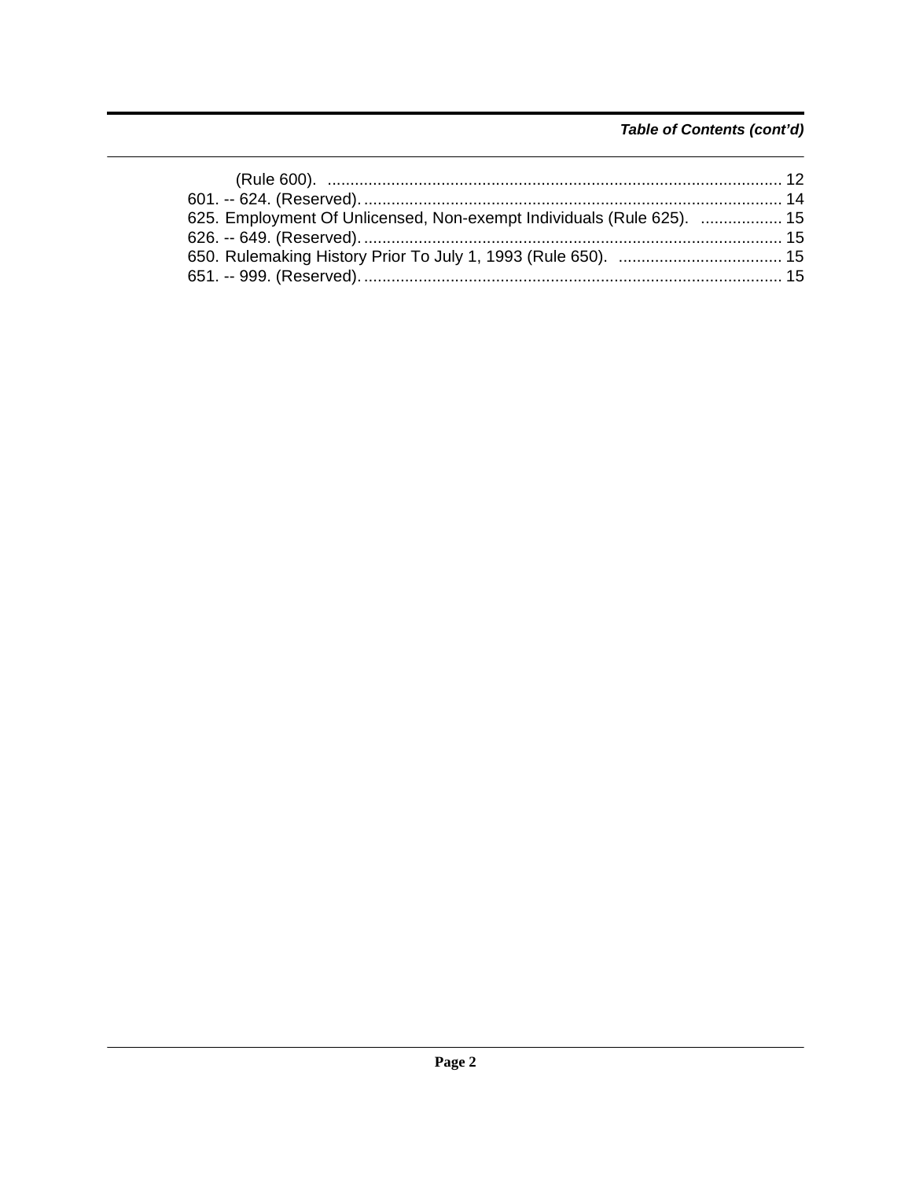*Table of Contents (cont'd)*

(Rule 600). .................................................................................................... 12

601. -- 624. (Reserved). ........................................................................................... 14

625. Employment Of Unlicensed, Non-exempt Individuals (Rule 625). .................. 15

626. -- 649. (Reserved). ........................................................................................... 15

650. Rulemaking History Prior To July 1, 1993 (Rule 650). .................................... 15

651. -- 999. (Reserved). ........................................................................................... 15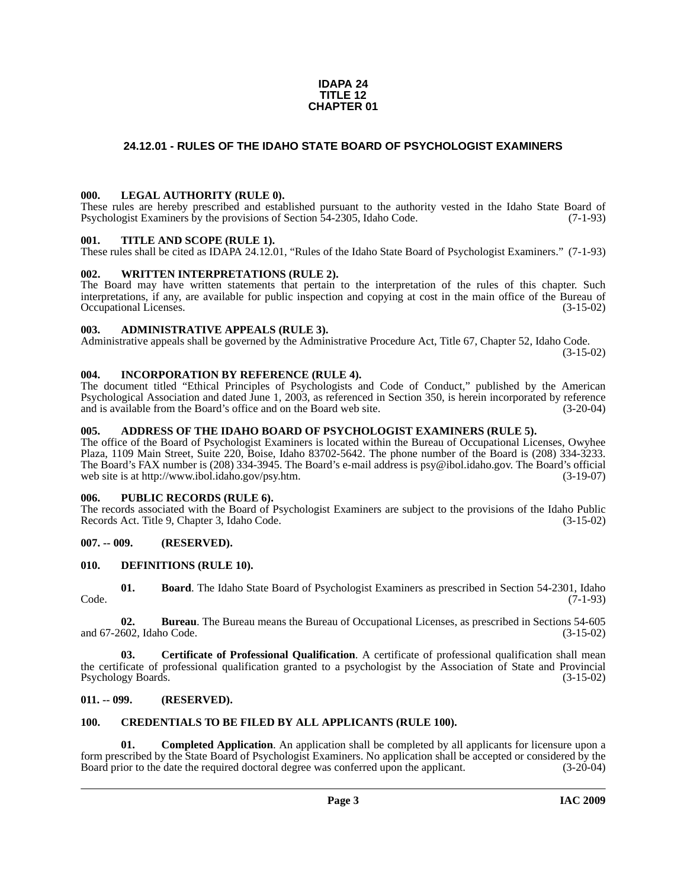**IDAPA 24**
**TITLE 12**
**CHAPTER 01**

## 24.12.01 - RULES OF THE IDAHO STATE BOARD OF PSYCHOLOGIST EXAMINERS

### 000. LEGAL AUTHORITY (RULE 0).

These rules are hereby prescribed and established pursuant to the authority vested in the Idaho State Board of Psychologist Examiners by the provisions of Section 54-2305, Idaho Code. (7-1-93)

### 001. TITLE AND SCOPE (RULE 1).

These rules shall be cited as IDAPA 24.12.01, "Rules of the Idaho State Board of Psychologist Examiners." (7-1-93)

### 002. WRITTEN INTERPRETATIONS (RULE 2).

The Board may have written statements that pertain to the interpretation of the rules of this chapter. Such interpretations, if any, are available for public inspection and copying at cost in the main office of the Bureau of Occupational Licenses. (3-15-02)

### 003. ADMINISTRATIVE APPEALS (RULE 3).

Administrative appeals shall be governed by the Administrative Procedure Act, Title 67, Chapter 52, Idaho Code. (3-15-02)

### 004. INCORPORATION BY REFERENCE (RULE 4).

The document titled "Ethical Principles of Psychologists and Code of Conduct," published by the American Psychological Association and dated June 1, 2003, as referenced in Section 350, is herein incorporated by reference and is available from the Board's office and on the Board web site. (3-20-04)

### 005. ADDRESS OF THE IDAHO BOARD OF PSYCHOLOGIST EXAMINERS (RULE 5).

The office of the Board of Psychologist Examiners is located within the Bureau of Occupational Licenses, Owyhee Plaza, 1109 Main Street, Suite 220, Boise, Idaho 83702-5642. The phone number of the Board is (208) 334-3233. The Board's FAX number is (208) 334-3945. The Board's e-mail address is psy@ibol.idaho.gov. The Board's official web site is at http://www.ibol.idaho.gov/psy.htm. (3-19-07)

### 006. PUBLIC RECORDS (RULE 6).

The records associated with the Board of Psychologist Examiners are subject to the provisions of the Idaho Public Records Act. Title 9, Chapter 3, Idaho Code. (3-15-02)

### 007. -- 009. (RESERVED).

### 010. DEFINITIONS (RULE 10).

**01. Board**. The Idaho State Board of Psychologist Examiners as prescribed in Section 54-2301, Idaho Code. (7-1-93)

**02. Bureau**. The Bureau means the Bureau of Occupational Licenses, as prescribed in Sections 54-605 and 67-2602, Idaho Code. (3-15-02)

**03. Certificate of Professional Qualification**. A certificate of professional qualification shall mean the certificate of professional qualification granted to a psychologist by the Association of State and Provincial Psychology Boards. (3-15-02)

### 011. -- 099. (RESERVED).

### 100. CREDENTIALS TO BE FILED BY ALL APPLICANTS (RULE 100).

**01. Completed Application**. An application shall be completed by all applicants for licensure upon a form prescribed by the State Board of Psychologist Examiners. No application shall be accepted or considered by the Board prior to the date the required doctoral degree was conferred upon the applicant. (3-20-04)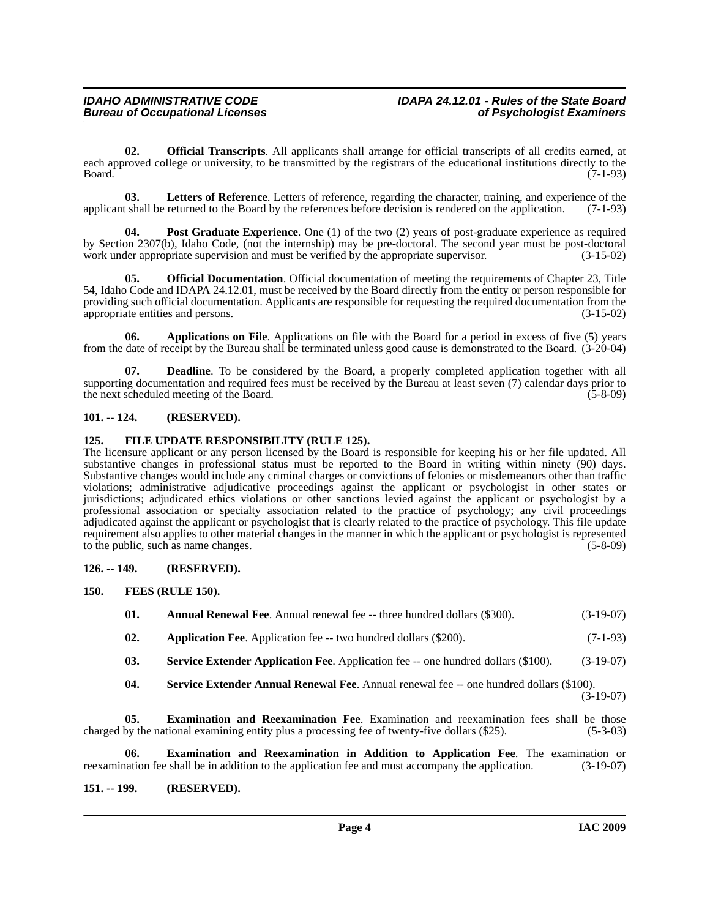**02. Official Transcripts**. All applicants shall arrange for official transcripts of all credits earned, at each approved college or university, to be transmitted by the registrars of the educational institutions directly to the Board. (7-1-93)

**03. Letters of Reference**. Letters of reference, regarding the character, training, and experience of the applicant shall be returned to the Board by the references before decision is rendered on the application. (7-1-93)

**04. Post Graduate Experience**. One (1) of the two (2) years of post-graduate experience as required by Section 2307(b), Idaho Code, (not the internship) may be pre-doctoral. The second year must be post-doctoral work under appropriate supervision and must be verified by the appropriate supervisor. (3-15-02)

**05. Official Documentation**. Official documentation of meeting the requirements of Chapter 23, Title 54, Idaho Code and IDAPA 24.12.01, must be received by the Board directly from the entity or person responsible for providing such official documentation. Applicants are responsible for requesting the required documentation from the appropriate entities and persons. (3-15-02)

**06. Applications on File**. Applications on file with the Board for a period in excess of five (5) years from the date of receipt by the Bureau shall be terminated unless good cause is demonstrated to the Board. (3-20-04)

**07. Deadline**. To be considered by the Board, a properly completed application together with all supporting documentation and required fees must be received by the Bureau at least seven (7) calendar days prior to the next scheduled meeting of the Board. (5-8-09)

## 101. -- 124. (RESERVED).

## 125. FILE UPDATE RESPONSIBILITY (RULE 125).

The licensure applicant or any person licensed by the Board is responsible for keeping his or her file updated. All substantive changes in professional status must be reported to the Board in writing within ninety (90) days. Substantive changes would include any criminal charges or convictions of felonies or misdemeanors other than traffic violations; administrative adjudicative proceedings against the applicant or psychologist in other states or jurisdictions; adjudicated ethics violations or other sanctions levied against the applicant or psychologist by a professional association or specialty association related to the practice of psychology; any civil proceedings adjudicated against the applicant or psychologist that is clearly related to the practice of psychology. This file update requirement also applies to other material changes in the manner in which the applicant or psychologist is represented to the public, such as name changes. (5-8-09)

## 126. -- 149. (RESERVED).

## 150. FEES (RULE 150).

**01. Annual Renewal Fee**. Annual renewal fee -- three hundred dollars ($300). (3-19-07)

**02. Application Fee**. Application fee -- two hundred dollars ($200). (7-1-93)

**03. Service Extender Application Fee**. Application fee -- one hundred dollars ($100). (3-19-07)

**04. Service Extender Annual Renewal Fee**. Annual renewal fee -- one hundred dollars ($100). (3-19-07)

**05. Examination and Reexamination Fee**. Examination and reexamination fees shall be those charged by the national examining entity plus a processing fee of twenty-five dollars ($25). (5-3-03)

**06. Examination and Reexamination in Addition to Application Fee**. The examination or reexamination fee shall be in addition to the application fee and must accompany the application. (3-19-07)

## 151. -- 199. (RESERVED).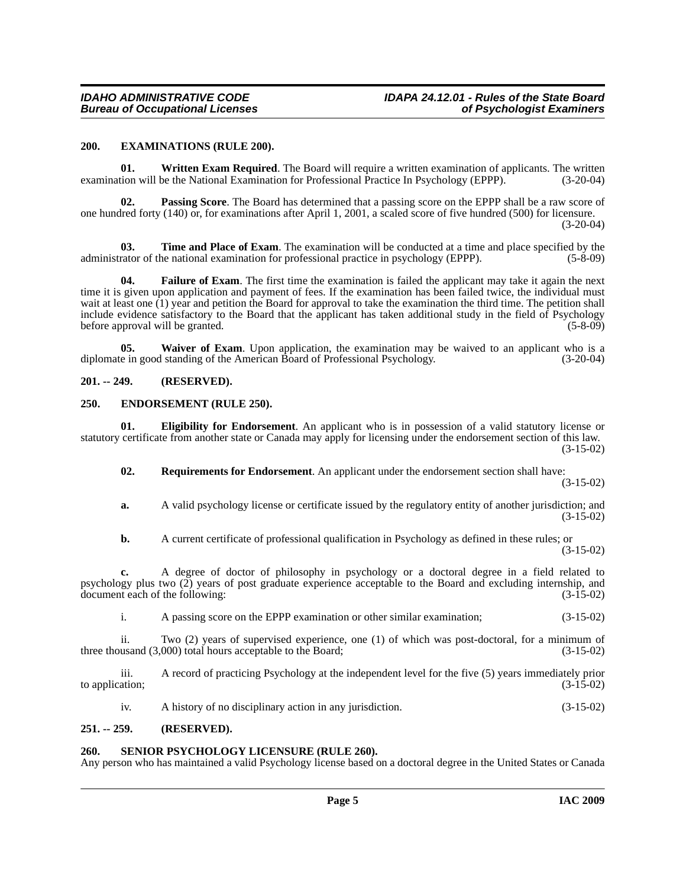### 200. EXAMINATIONS (RULE 200).

**01. Written Exam Required**. The Board will require a written examination of applicants. The written examination will be the National Examination for Professional Practice In Psychology (EPPP). (3-20-04)

**02. Passing Score**. The Board has determined that a passing score on the EPPP shall be a raw score of one hundred forty (140) or, for examinations after April 1, 2001, a scaled score of five hundred (500) for licensure. (3-20-04)

**03. Time and Place of Exam**. The examination will be conducted at a time and place specified by the administrator of the national examination for professional practice in psychology (EPPP). (5-8-09)

**04. Failure of Exam**. The first time the examination is failed the applicant may take it again the next time it is given upon application and payment of fees. If the examination has been failed twice, the individual must wait at least one (1) year and petition the Board for approval to take the examination the third time. The petition shall include evidence satisfactory to the Board that the applicant has taken additional study in the field of Psychology before approval will be granted. (5-8-09)

**05. Waiver of Exam**. Upon application, the examination may be waived to an applicant who is a diplomate in good standing of the American Board of Professional Psychology. (3-20-04)

### 201. -- 249. (RESERVED).

### 250. ENDORSEMENT (RULE 250).

**01. Eligibility for Endorsement**. An applicant who is in possession of a valid statutory license or statutory certificate from another state or Canada may apply for licensing under the endorsement section of this law. (3-15-02)

**02. Requirements for Endorsement**. An applicant under the endorsement section shall have: (3-15-02)

**a.** A valid psychology license or certificate issued by the regulatory entity of another jurisdiction; and (3-15-02)

**b.** A current certificate of professional qualification in Psychology as defined in these rules; or (3-15-02)

**c.** A degree of doctor of philosophy in psychology or a doctoral degree in a field related to psychology plus two (2) years of post graduate experience acceptable to the Board and excluding internship, and document each of the following: (3-15-02)

i. A passing score on the EPPP examination or other similar examination; (3-15-02)

ii. Two (2) years of supervised experience, one (1) of which was post-doctoral, for a minimum of three thousand (3,000) total hours acceptable to the Board; (3-15-02)

iii. A record of practicing Psychology at the independent level for the five (5) years immediately prior to application; (3-15-02)

iv. A history of no disciplinary action in any jurisdiction. (3-15-02)

### 251. -- 259. (RESERVED).

### 260. SENIOR PSYCHOLOGY LICENSURE (RULE 260).

Any person who has maintained a valid Psychology license based on a doctoral degree in the United States or Canada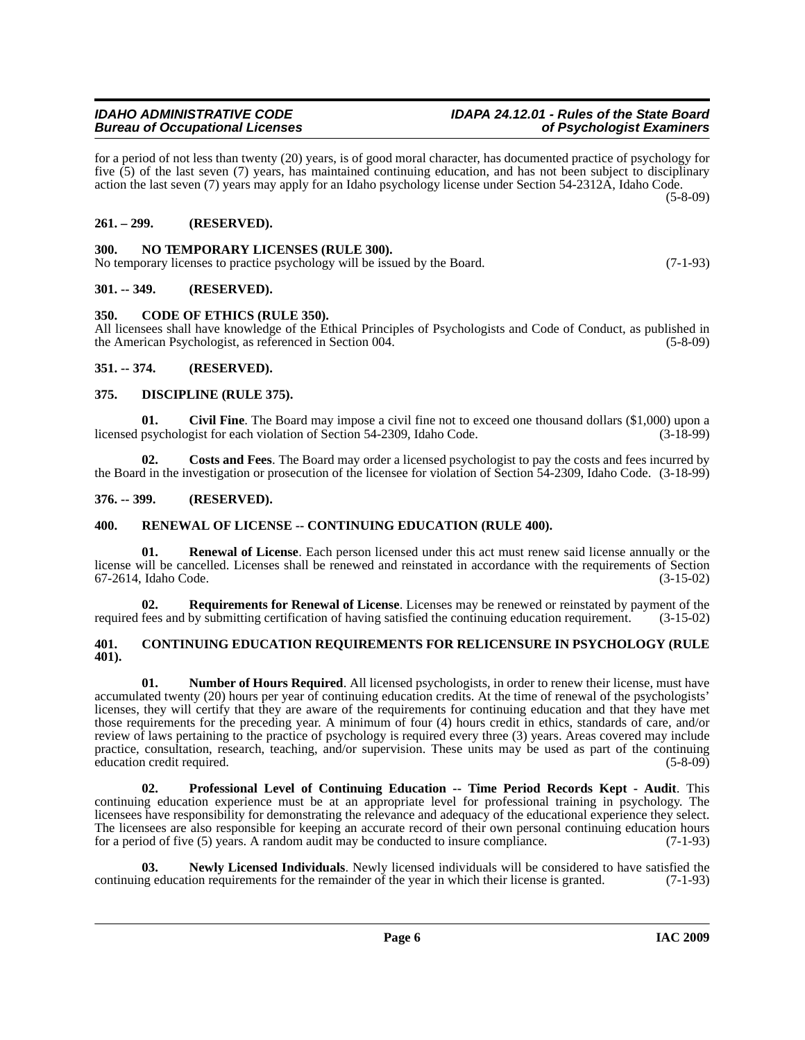for a period of not less than twenty (20) years, is of good moral character, has documented practice of psychology for five (5) of the last seven (7) years, has maintained continuing education, and has not been subject to disciplinary action the last seven (7) years may apply for an Idaho psychology license under Section 54-2312A, Idaho Code. (5-8-09)

## 261. – 299. (RESERVED).

## 300. NO TEMPORARY LICENSES (RULE 300).

No temporary licenses to practice psychology will be issued by the Board. (7-1-93)

## 301. -- 349. (RESERVED).

## 350. CODE OF ETHICS (RULE 350).

All licensees shall have knowledge of the Ethical Principles of Psychologists and Code of Conduct, as published in the American Psychologist, as referenced in Section 004. (5-8-09)

## 351. -- 374. (RESERVED).

## 375. DISCIPLINE (RULE 375).

**01. Civil Fine**. The Board may impose a civil fine not to exceed one thousand dollars ($1,000) upon a licensed psychologist for each violation of Section 54-2309, Idaho Code. (3-18-99)

**02. Costs and Fees**. The Board may order a licensed psychologist to pay the costs and fees incurred by the Board in the investigation or prosecution of the licensee for violation of Section 54-2309, Idaho Code. (3-18-99)

## 376. -- 399. (RESERVED).

## 400. RENEWAL OF LICENSE -- CONTINUING EDUCATION (RULE 400).

**01. Renewal of License**. Each person licensed under this act must renew said license annually or the license will be cancelled. Licenses shall be renewed and reinstated in accordance with the requirements of Section 67-2614, Idaho Code. (3-15-02)

**02. Requirements for Renewal of License**. Licenses may be renewed or reinstated by payment of the required fees and by submitting certification of having satisfied the continuing education requirement. (3-15-02)

## 401. CONTINUING EDUCATION REQUIREMENTS FOR RELICENSURE IN PSYCHOLOGY (RULE 401).

**01. Number of Hours Required**. All licensed psychologists, in order to renew their license, must have accumulated twenty (20) hours per year of continuing education credits. At the time of renewal of the psychologists' licenses, they will certify that they are aware of the requirements for continuing education and that they have met those requirements for the preceding year. A minimum of four (4) hours credit in ethics, standards of care, and/or review of laws pertaining to the practice of psychology is required every three (3) years. Areas covered may include practice, consultation, research, teaching, and/or supervision. These units may be used as part of the continuing education credit required. (5-8-09)

**02. Professional Level of Continuing Education -- Time Period Records Kept - Audit**. This continuing education experience must be at an appropriate level for professional training in psychology. The licensees have responsibility for demonstrating the relevance and adequacy of the educational experience they select. The licensees are also responsible for keeping an accurate record of their own personal continuing education hours for a period of five (5) years. A random audit may be conducted to insure compliance. (7-1-93)

**03. Newly Licensed Individuals**. Newly licensed individuals will be considered to have satisfied the continuing education requirements for the remainder of the year in which their license is granted. (7-1-93)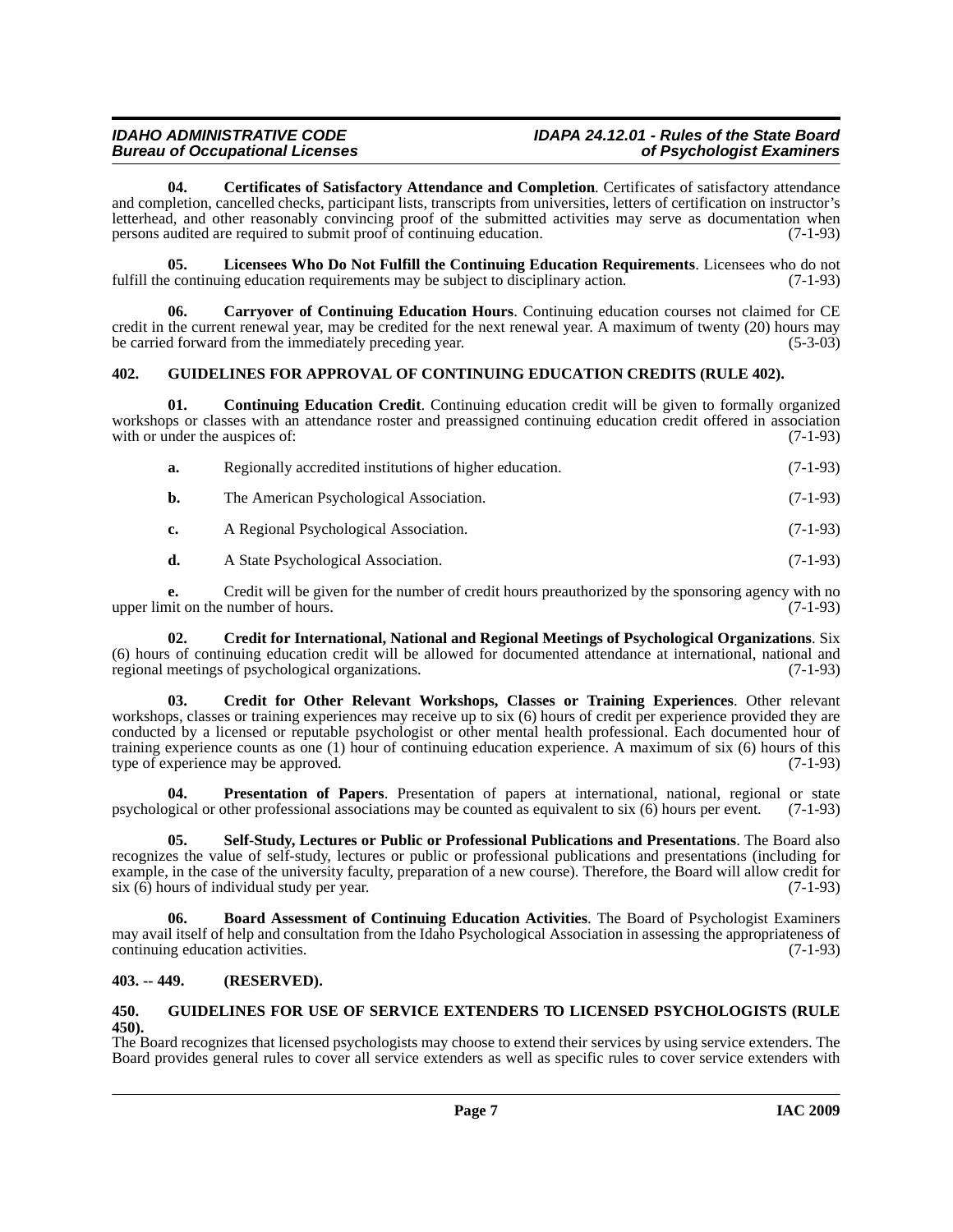**04. Certificates of Satisfactory Attendance and Completion**. Certificates of satisfactory attendance and completion, cancelled checks, participant lists, transcripts from universities, letters of certification on instructor's letterhead, and other reasonably convincing proof of the submitted activities may serve as documentation when persons audited are required to submit proof of continuing education. (7-1-93)

**05. Licensees Who Do Not Fulfill the Continuing Education Requirements**. Licensees who do not fulfill the continuing education requirements may be subject to disciplinary action. (7-1-93)

**06. Carryover of Continuing Education Hours**. Continuing education courses not claimed for CE credit in the current renewal year, may be credited for the next renewal year. A maximum of twenty (20) hours may be carried forward from the immediately preceding year. (5-3-03)

## 402. GUIDELINES FOR APPROVAL OF CONTINUING EDUCATION CREDITS (RULE 402).

**01. Continuing Education Credit**. Continuing education credit will be given to formally organized workshops or classes with an attendance roster and preassigned continuing education credit offered in association with or under the auspices of: (7-1-93)

**a.** Regionally accredited institutions of higher education. (7-1-93)

**b.** The American Psychological Association. (7-1-93)

**c.** A Regional Psychological Association. (7-1-93)

**d.** A State Psychological Association. (7-1-93)

**e.** Credit will be given for the number of credit hours preauthorized by the sponsoring agency with no upper limit on the number of hours. (7-1-93)

**02. Credit for International, National and Regional Meetings of Psychological Organizations**. Six (6) hours of continuing education credit will be allowed for documented attendance at international, national and regional meetings of psychological organizations. (7-1-93)

**03. Credit for Other Relevant Workshops, Classes or Training Experiences**. Other relevant workshops, classes or training experiences may receive up to six (6) hours of credit per experience provided they are conducted by a licensed or reputable psychologist or other mental health professional. Each documented hour of training experience counts as one (1) hour of continuing education experience. A maximum of six (6) hours of this type of experience may be approved. (7-1-93)

**04. Presentation of Papers**. Presentation of papers at international, national, regional or state psychological or other professional associations may be counted as equivalent to six (6) hours per event. (7-1-93)

**05. Self-Study, Lectures or Public or Professional Publications and Presentations**. The Board also recognizes the value of self-study, lectures or public or professional publications and presentations (including for example, in the case of the university faculty, preparation of a new course). Therefore, the Board will allow credit for six (6) hours of individual study per year. (7-1-93)

**06. Board Assessment of Continuing Education Activities**. The Board of Psychologist Examiners may avail itself of help and consultation from the Idaho Psychological Association in assessing the appropriateness of continuing education activities. (7-1-93)

## 403. -- 449. (RESERVED).

## 450. GUIDELINES FOR USE OF SERVICE EXTENDERS TO LICENSED PSYCHOLOGISTS (RULE 450).

The Board recognizes that licensed psychologists may choose to extend their services by using service extenders. The Board provides general rules to cover all service extenders as well as specific rules to cover service extenders with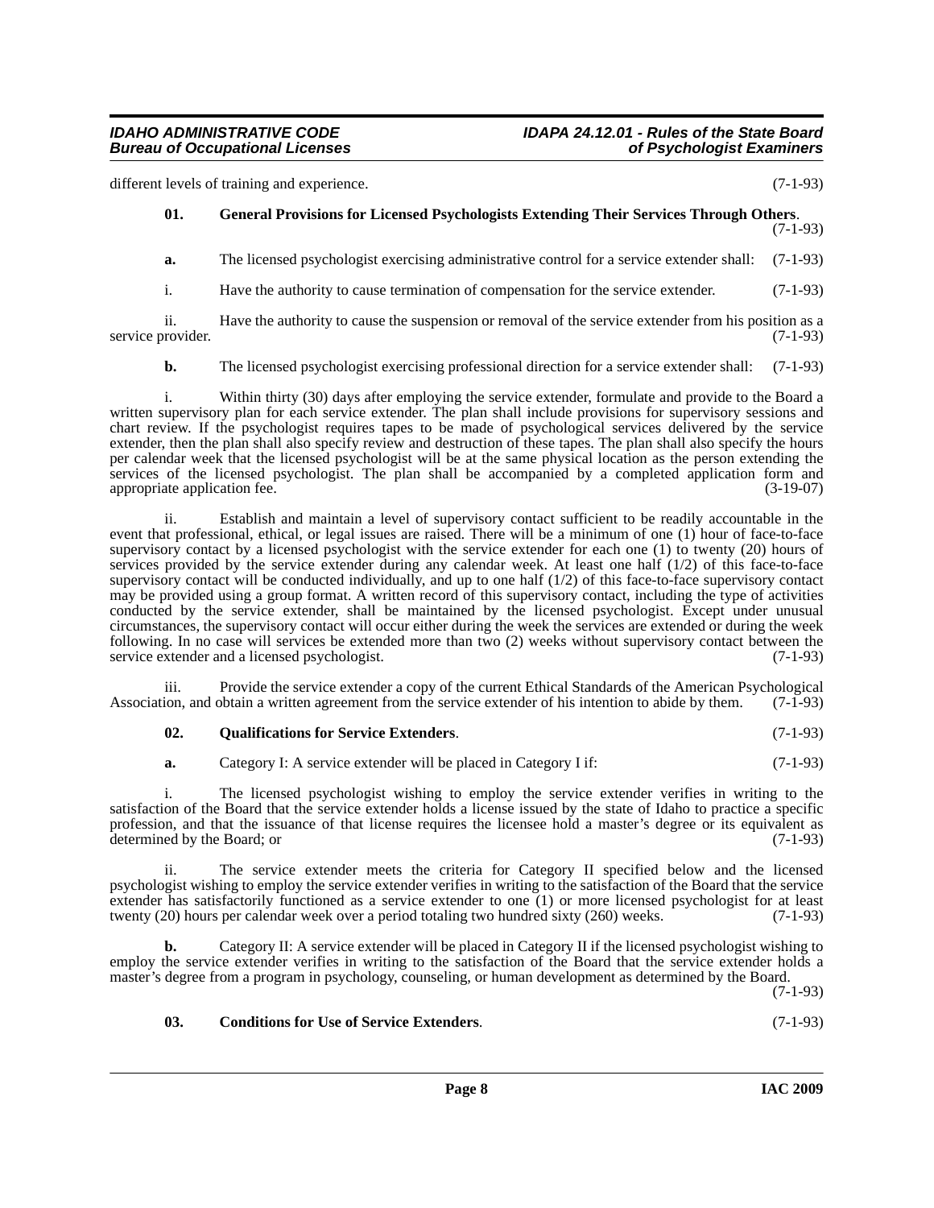different levels of training and experience. (7-1-93)

**01. General Provisions for Licensed Psychologists Extending Their Services Through Others**. (7-1-93)

**a.** The licensed psychologist exercising administrative control for a service extender shall: (7-1-93)

i. Have the authority to cause termination of compensation for the service extender. (7-1-93)

ii. Have the authority to cause the suspension or removal of the service extender from his position as a service provider. (7-1-93)

**b.** The licensed psychologist exercising professional direction for a service extender shall: (7-1-93)

i. Within thirty (30) days after employing the service extender, formulate and provide to the Board a written supervisory plan for each service extender. The plan shall include provisions for supervisory sessions and chart review. If the psychologist requires tapes to be made of psychological services delivered by the service extender, then the plan shall also specify review and destruction of these tapes. The plan shall also specify the hours per calendar week that the licensed psychologist will be at the same physical location as the person extending the services of the licensed psychologist. The plan shall be accompanied by a completed application form and appropriate application fee. (3-19-07)

ii. Establish and maintain a level of supervisory contact sufficient to be readily accountable in the event that professional, ethical, or legal issues are raised. There will be a minimum of one (1) hour of face-to-face supervisory contact by a licensed psychologist with the service extender for each one (1) to twenty (20) hours of services provided by the service extender during any calendar week. At least one half (1/2) of this face-to-face supervisory contact will be conducted individually, and up to one half (1/2) of this face-to-face supervisory contact may be provided using a group format. A written record of this supervisory contact, including the type of activities conducted by the service extender, shall be maintained by the licensed psychologist. Except under unusual circumstances, the supervisory contact will occur either during the week the services are extended or during the week following. In no case will services be extended more than two (2) weeks without supervisory contact between the service extender and a licensed psychologist. (7-1-93)

iii. Provide the service extender a copy of the current Ethical Standards of the American Psychological Association, and obtain a written agreement from the service extender of his intention to abide by them. (7-1-93)

**02. Qualifications for Service Extenders**. (7-1-93)

**a.** Category I: A service extender will be placed in Category I if: (7-1-93)

i. The licensed psychologist wishing to employ the service extender verifies in writing to the satisfaction of the Board that the service extender holds a license issued by the state of Idaho to practice a specific profession, and that the issuance of that license requires the licensee hold a master's degree or its equivalent as determined by the Board; or (7-1-93)

ii. The service extender meets the criteria for Category II specified below and the licensed psychologist wishing to employ the service extender verifies in writing to the satisfaction of the Board that the service extender has satisfactorily functioned as a service extender to one (1) or more licensed psychologist for at least twenty (20) hours per calendar week over a period totaling two hundred sixty (260) weeks. (7-1-93)

**b.** Category II: A service extender will be placed in Category II if the licensed psychologist wishing to employ the service extender verifies in writing to the satisfaction of the Board that the service extender holds a master's degree from a program in psychology, counseling, or human development as determined by the Board. (7-1-93)

**03. Conditions for Use of Service Extenders**. (7-1-93)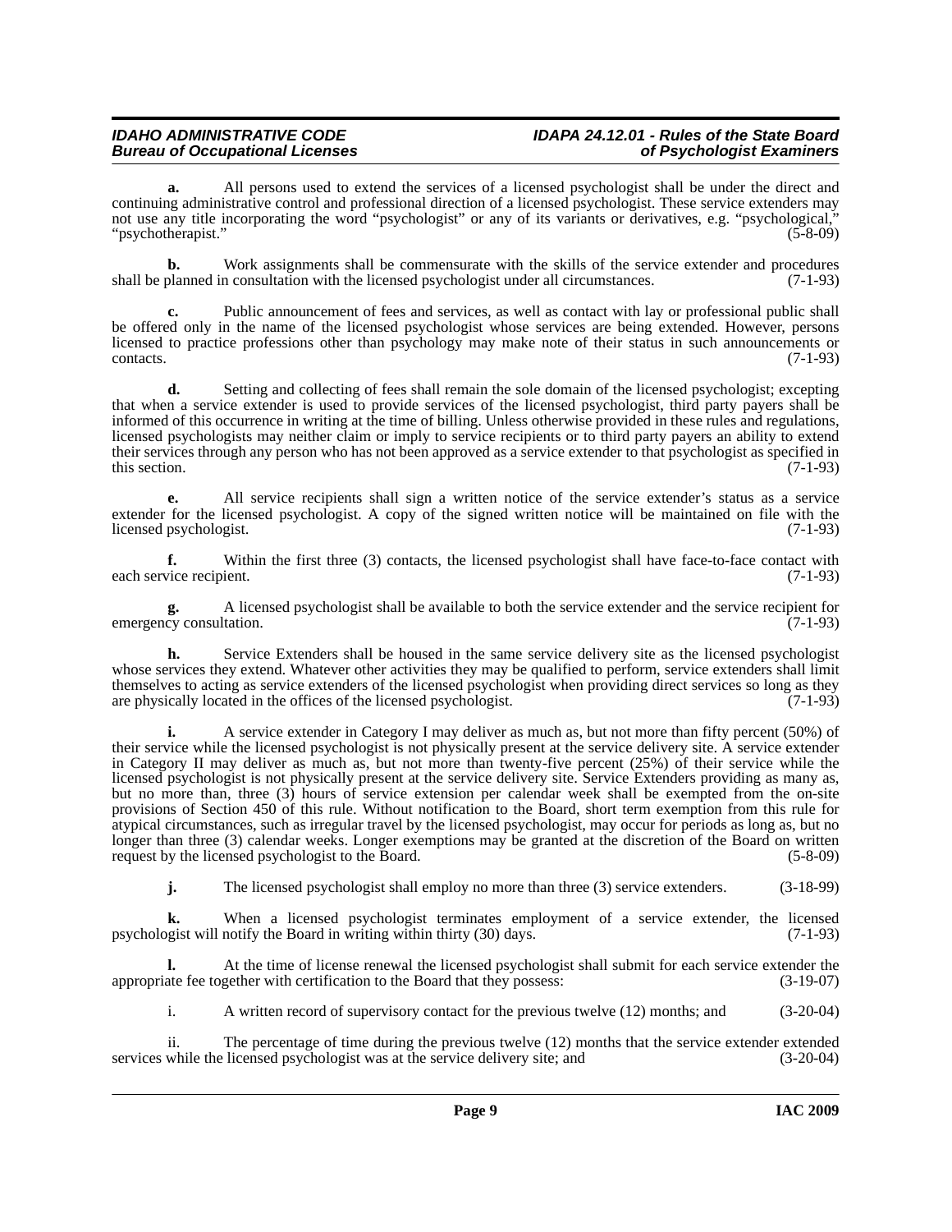**a.** All persons used to extend the services of a licensed psychologist shall be under the direct and continuing administrative control and professional direction of a licensed psychologist. These service extenders may not use any title incorporating the word "psychologist" or any of its variants or derivatives, e.g. "psychological," "psychotherapist." (5-8-09)

**b.** Work assignments shall be commensurate with the skills of the service extender and procedures shall be planned in consultation with the licensed psychologist under all circumstances. (7-1-93)

**c.** Public announcement of fees and services, as well as contact with lay or professional public shall be offered only in the name of the licensed psychologist whose services are being extended. However, persons licensed to practice professions other than psychology may make note of their status in such announcements or contacts. (7-1-93)

**d.** Setting and collecting of fees shall remain the sole domain of the licensed psychologist; excepting that when a service extender is used to provide services of the licensed psychologist, third party payers shall be informed of this occurrence in writing at the time of billing. Unless otherwise provided in these rules and regulations, licensed psychologists may neither claim or imply to service recipients or to third party payers an ability to extend their services through any person who has not been approved as a service extender to that psychologist as specified in this section. (7-1-93)

**e.** All service recipients shall sign a written notice of the service extender's status as a service extender for the licensed psychologist. A copy of the signed written notice will be maintained on file with the licensed psychologist. (7-1-93)

**f.** Within the first three (3) contacts, the licensed psychologist shall have face-to-face contact with each service recipient. (7-1-93)

**g.** A licensed psychologist shall be available to both the service extender and the service recipient for emergency consultation. (7-1-93)

**h.** Service Extenders shall be housed in the same service delivery site as the licensed psychologist whose services they extend. Whatever other activities they may be qualified to perform, service extenders shall limit themselves to acting as service extenders of the licensed psychologist when providing direct services so long as they are physically located in the offices of the licensed psychologist. (7-1-93)

**i.** A service extender in Category I may deliver as much as, but not more than fifty percent (50%) of their service while the licensed psychologist is not physically present at the service delivery site. A service extender in Category II may deliver as much as, but not more than twenty-five percent (25%) of their service while the licensed psychologist is not physically present at the service delivery site. Service Extenders providing as many as, but no more than, three (3) hours of service extension per calendar week shall be exempted from the on-site provisions of Section 450 of this rule. Without notification to the Board, short term exemption from this rule for atypical circumstances, such as irregular travel by the licensed psychologist, may occur for periods as long as, but no longer than three (3) calendar weeks. Longer exemptions may be granted at the discretion of the Board on written request by the licensed psychologist to the Board. (5-8-09)

**j.** The licensed psychologist shall employ no more than three (3) service extenders. (3-18-99)

**k.** When a licensed psychologist terminates employment of a service extender, the licensed psychologist will notify the Board in writing within thirty (30) days. (7-1-93)

**l.** At the time of license renewal the licensed psychologist shall submit for each service extender the appropriate fee together with certification to the Board that they possess: (3-19-07)

i. A written record of supervisory contact for the previous twelve (12) months; and (3-20-04)

ii. The percentage of time during the previous twelve (12) months that the service extender extended services while the licensed psychologist was at the service delivery site; and (3-20-04)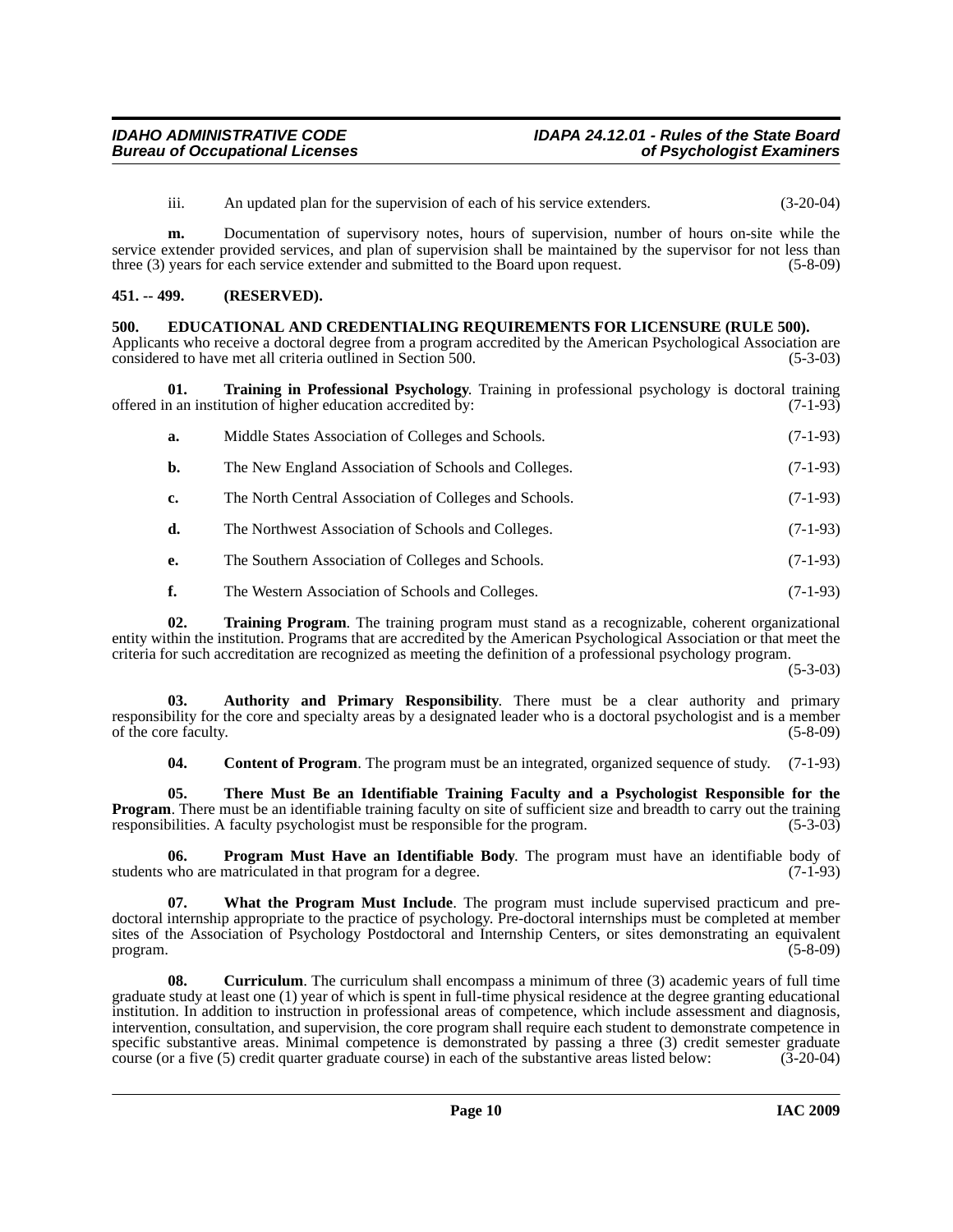iii. An updated plan for the supervision of each of his service extenders. (3-20-04)

**m.** Documentation of supervisory notes, hours of supervision, number of hours on-site while the service extender provided services, and plan of supervision shall be maintained by the supervisor for not less than three (3) years for each service extender and submitted to the Board upon request. (5-8-09)

## 451. -- 499. (RESERVED).

## 500. EDUCATIONAL AND CREDENTIALING REQUIREMENTS FOR LICENSURE (RULE 500).

Applicants who receive a doctoral degree from a program accredited by the American Psychological Association are considered to have met all criteria outlined in Section 500. (5-3-03)

**01. Training in Professional Psychology**. Training in professional psychology is doctoral training offered in an institution of higher education accredited by: (7-1-93)

**a.** Middle States Association of Colleges and Schools. (7-1-93)

**b.** The New England Association of Schools and Colleges. (7-1-93)

**c.** The North Central Association of Colleges and Schools. (7-1-93)

**d.** The Northwest Association of Schools and Colleges. (7-1-93)

**e.** The Southern Association of Colleges and Schools. (7-1-93)

**f.** The Western Association of Schools and Colleges. (7-1-93)

**02. Training Program**. The training program must stand as a recognizable, coherent organizational entity within the institution. Programs that are accredited by the American Psychological Association or that meet the criteria for such accreditation are recognized as meeting the definition of a professional psychology program. (5-3-03)

**03. Authority and Primary Responsibility**. There must be a clear authority and primary responsibility for the core and specialty areas by a designated leader who is a doctoral psychologist and is a member of the core faculty. (5-8-09)

**04. Content of Program**. The program must be an integrated, organized sequence of study. (7-1-93)

**05. There Must Be an Identifiable Training Faculty and a Psychologist Responsible for the Program**. There must be an identifiable training faculty on site of sufficient size and breadth to carry out the training responsibilities. A faculty psychologist must be responsible for the program. (5-3-03)

**06. Program Must Have an Identifiable Body**. The program must have an identifiable body of students who are matriculated in that program for a degree. (7-1-93)

**07. What the Program Must Include**. The program must include supervised practicum and pre-doctoral internship appropriate to the practice of psychology. Pre-doctoral internships must be completed at member sites of the Association of Psychology Postdoctoral and Internship Centers, or sites demonstrating an equivalent program. (5-8-09)

**08. Curriculum**. The curriculum shall encompass a minimum of three (3) academic years of full time graduate study at least one (1) year of which is spent in full-time physical residence at the degree granting educational institution. In addition to instruction in professional areas of competence, which include assessment and diagnosis, intervention, consultation, and supervision, the core program shall require each student to demonstrate competence in specific substantive areas. Minimal competence is demonstrated by passing a three (3) credit semester graduate course (or a five (5) credit quarter graduate course) in each of the substantive areas listed below: (3-20-04)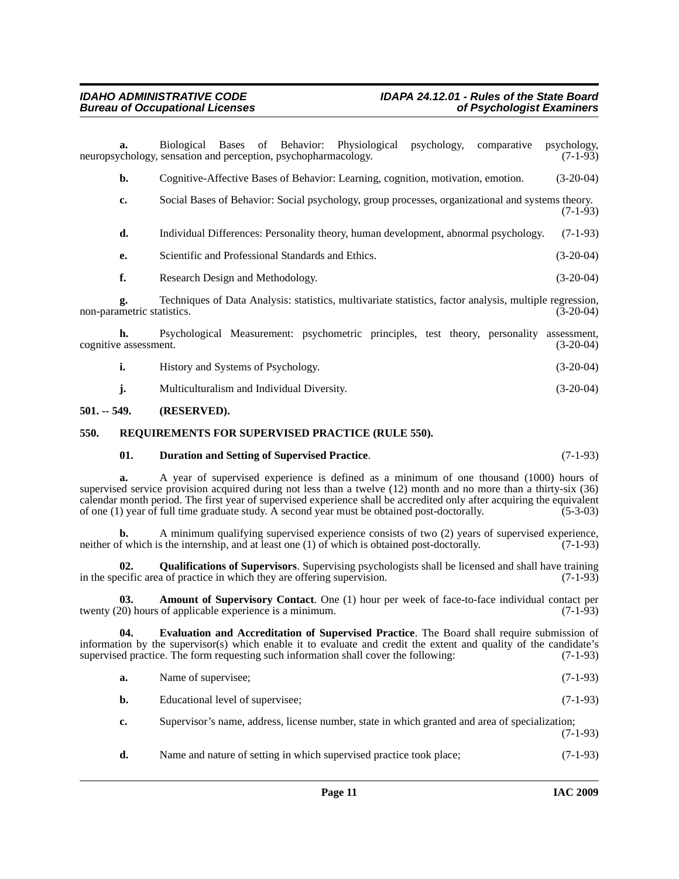**a.** Biological Bases of Behavior: Physiological psychology, comparative psychology, neuropsychology, sensation and perception, psychopharmacology. (7-1-93)

**b.** Cognitive-Affective Bases of Behavior: Learning, cognition, motivation, emotion. (3-20-04)

**c.** Social Bases of Behavior: Social psychology, group processes, organizational and systems theory. (7-1-93)

**d.** Individual Differences: Personality theory, human development, abnormal psychology. (7-1-93)

**e.** Scientific and Professional Standards and Ethics. (3-20-04)

**f.** Research Design and Methodology. (3-20-04)

**g.** Techniques of Data Analysis: statistics, multivariate statistics, factor analysis, multiple regression, non-parametric statistics. (3-20-04)

**h.** Psychological Measurement: psychometric principles, test theory, personality assessment, cognitive assessment. (3-20-04)

**i.** History and Systems of Psychology. (3-20-04)

**j.** Multiculturalism and Individual Diversity. (3-20-04)

**501. -- 549. (RESERVED).**

**550. REQUIREMENTS FOR SUPERVISED PRACTICE (RULE 550).**

**01. Duration and Setting of Supervised Practice**. (7-1-93)

**a.** A year of supervised experience is defined as a minimum of one thousand (1000) hours of supervised service provision acquired during not less than a twelve (12) month and no more than a thirty-six (36) calendar month period. The first year of supervised experience shall be accredited only after acquiring the equivalent of one (1) year of full time graduate study. A second year must be obtained post-doctorally. (5-3-03)

**b.** A minimum qualifying supervised experience consists of two (2) years of supervised experience, neither of which is the internship, and at least one (1) of which is obtained post-doctorally. (7-1-93)

**02. Qualifications of Supervisors**. Supervising psychologists shall be licensed and shall have training in the specific area of practice in which they are offering supervision. (7-1-93)

**03. Amount of Supervisory Contact**. One (1) hour per week of face-to-face individual contact per twenty (20) hours of applicable experience is a minimum. (7-1-93)

**04. Evaluation and Accreditation of Supervised Practice**. The Board shall require submission of information by the supervisor(s) which enable it to evaluate and credit the extent and quality of the candidate's supervised practice. The form requesting such information shall cover the following: (7-1-93)

**a.** Name of supervisee; (7-1-93)

**b.** Educational level of supervisee; (7-1-93)

**c.** Supervisor's name, address, license number, state in which granted and area of specialization; (7-1-93)

**d.** Name and nature of setting in which supervised practice took place; (7-1-93)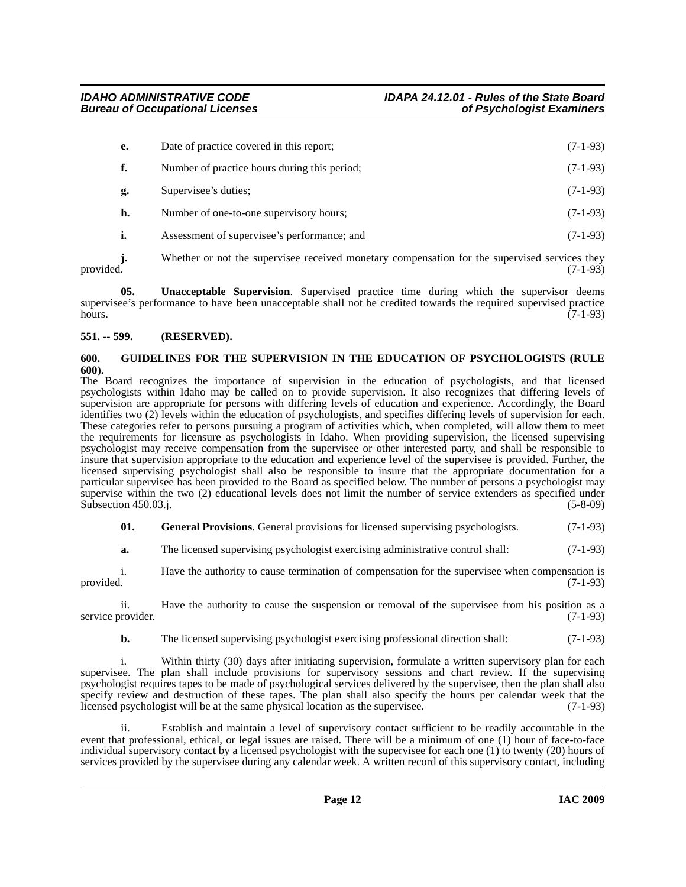**e.** Date of practice covered in this report; (7-1-93)

**f.** Number of practice hours during this period; (7-1-93)

**g.** Supervisee's duties; (7-1-93)

**h.** Number of one-to-one supervisory hours; (7-1-93)

**i.** Assessment of supervisee's performance; and (7-1-93)

**j.** Whether or not the supervisee received monetary compensation for the supervised services they provided. (7-1-93)

**05. Unacceptable Supervision**. Supervised practice time during which the supervisor deems supervisee's performance to have been unacceptable shall not be credited towards the required supervised practice hours. (7-1-93)

**551. -- 599. (RESERVED).**

**600. GUIDELINES FOR THE SUPERVISION IN THE EDUCATION OF PSYCHOLOGISTS (RULE 600).**

The Board recognizes the importance of supervision in the education of psychologists, and that licensed psychologists within Idaho may be called on to provide supervision. It also recognizes that differing levels of supervision are appropriate for persons with differing levels of education and experience. Accordingly, the Board identifies two (2) levels within the education of psychologists, and specifies differing levels of supervision for each. These categories refer to persons pursuing a program of activities which, when completed, will allow them to meet the requirements for licensure as psychologists in Idaho. When providing supervision, the licensed supervising psychologist may receive compensation from the supervisee or other interested party, and shall be responsible to insure that supervision appropriate to the education and experience level of the supervisee is provided. Further, the licensed supervising psychologist shall also be responsible to insure that the appropriate documentation for a particular supervisee has been provided to the Board as specified below. The number of persons a psychologist may supervise within the two (2) educational levels does not limit the number of service extenders as specified under Subsection 450.03.j. (5-8-09)

**01. General Provisions**. General provisions for licensed supervising psychologists. (7-1-93)

**a.** The licensed supervising psychologist exercising administrative control shall: (7-1-93)

i. Have the authority to cause termination of compensation for the supervisee when compensation is provided. (7-1-93)

ii. Have the authority to cause the suspension or removal of the supervisee from his position as a service provider. (7-1-93)

**b.** The licensed supervising psychologist exercising professional direction shall: (7-1-93)

i. Within thirty (30) days after initiating supervision, formulate a written supervisory plan for each supervisee. The plan shall include provisions for supervisory sessions and chart review. If the supervising psychologist requires tapes to be made of psychological services delivered by the supervisee, then the plan shall also specify review and destruction of these tapes. The plan shall also specify the hours per calendar week that the licensed psychologist will be at the same physical location as the supervisee. (7-1-93)

ii. Establish and maintain a level of supervisory contact sufficient to be readily accountable in the event that professional, ethical, or legal issues are raised. There will be a minimum of one (1) hour of face-to-face individual supervisory contact by a licensed psychologist with the supervisee for each one (1) to twenty (20) hours of services provided by the supervisee during any calendar week. A written record of this supervisory contact, including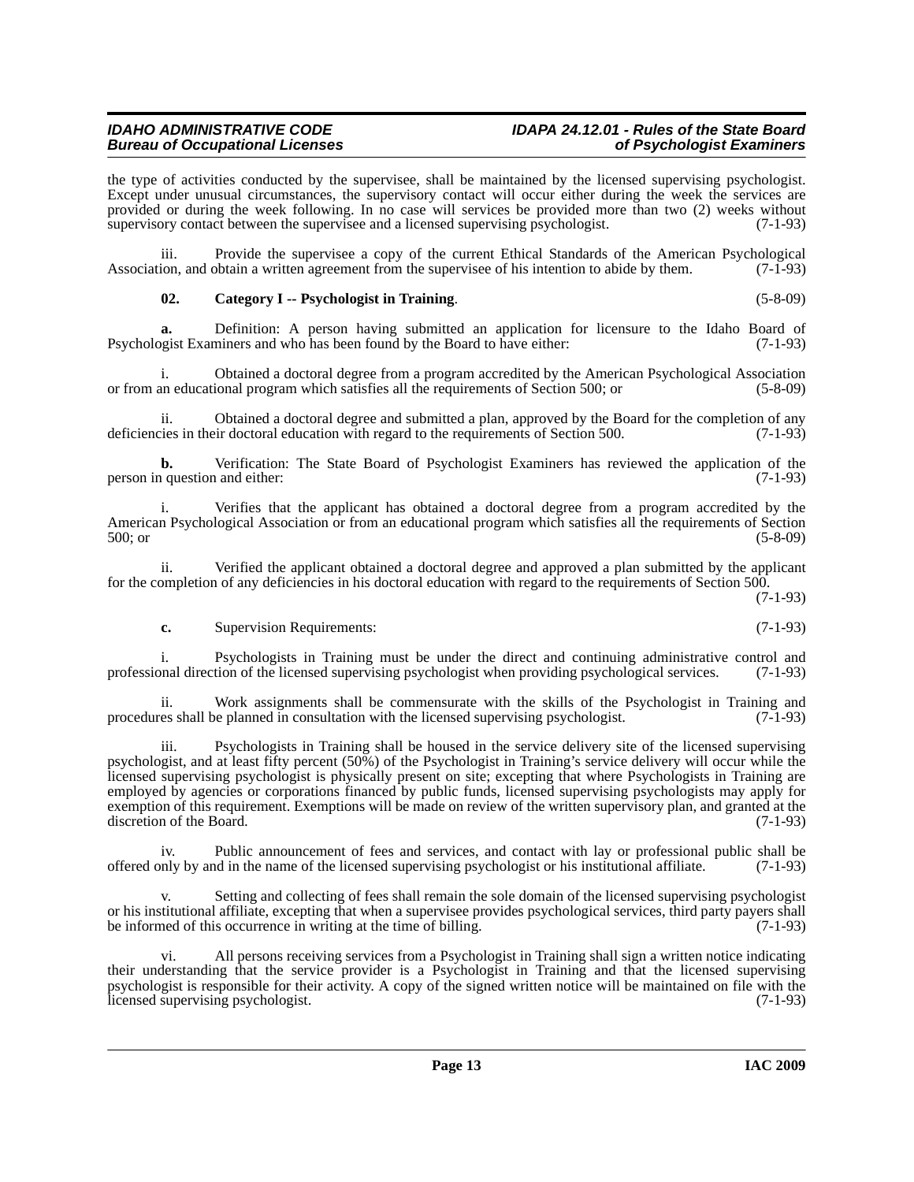the type of activities conducted by the supervisee, shall be maintained by the licensed supervising psychologist. Except under unusual circumstances, the supervisory contact will occur either during the week the services are provided or during the week following. In no case will services be provided more than two (2) weeks without supervisory contact between the supervisee and a licensed supervising psychologist. (7-1-93)

iii. Provide the supervisee a copy of the current Ethical Standards of the American Psychological Association, and obtain a written agreement from the supervisee of his intention to abide by them. (7-1-93)

**02. Category I -- Psychologist in Training**. (5-8-09)

**a.** Definition: A person having submitted an application for licensure to the Idaho Board of Psychologist Examiners and who has been found by the Board to have either: (7-1-93)

i. Obtained a doctoral degree from a program accredited by the American Psychological Association or from an educational program which satisfies all the requirements of Section 500; or (5-8-09)

ii. Obtained a doctoral degree and submitted a plan, approved by the Board for the completion of any deficiencies in their doctoral education with regard to the requirements of Section 500. (7-1-93)

**b.** Verification: The State Board of Psychologist Examiners has reviewed the application of the person in question and either: (7-1-93)

i. Verifies that the applicant has obtained a doctoral degree from a program accredited by the American Psychological Association or from an educational program which satisfies all the requirements of Section 500; or (5-8-09)

ii. Verified the applicant obtained a doctoral degree and approved a plan submitted by the applicant for the completion of any deficiencies in his doctoral education with regard to the requirements of Section 500. (7-1-93)

**c.** Supervision Requirements: (7-1-93)

i. Psychologists in Training must be under the direct and continuing administrative control and professional direction of the licensed supervising psychologist when providing psychological services. (7-1-93)

ii. Work assignments shall be commensurate with the skills of the Psychologist in Training and procedures shall be planned in consultation with the licensed supervising psychologist. (7-1-93)

iii. Psychologists in Training shall be housed in the service delivery site of the licensed supervising psychologist, and at least fifty percent (50%) of the Psychologist in Training's service delivery will occur while the licensed supervising psychologist is physically present on site; excepting that where Psychologists in Training are employed by agencies or corporations financed by public funds, licensed supervising psychologists may apply for exemption of this requirement. Exemptions will be made on review of the written supervisory plan, and granted at the discretion of the Board. (7-1-93)

iv. Public announcement of fees and services, and contact with lay or professional public shall be offered only by and in the name of the licensed supervising psychologist or his institutional affiliate. (7-1-93)

v. Setting and collecting of fees shall remain the sole domain of the licensed supervising psychologist or his institutional affiliate, excepting that when a supervisee provides psychological services, third party payers shall be informed of this occurrence in writing at the time of billing. (7-1-93)

vi. All persons receiving services from a Psychologist in Training shall sign a written notice indicating their understanding that the service provider is a Psychologist in Training and that the licensed supervising psychologist is responsible for their activity. A copy of the signed written notice will be maintained on file with the licensed supervising psychologist. (7-1-93)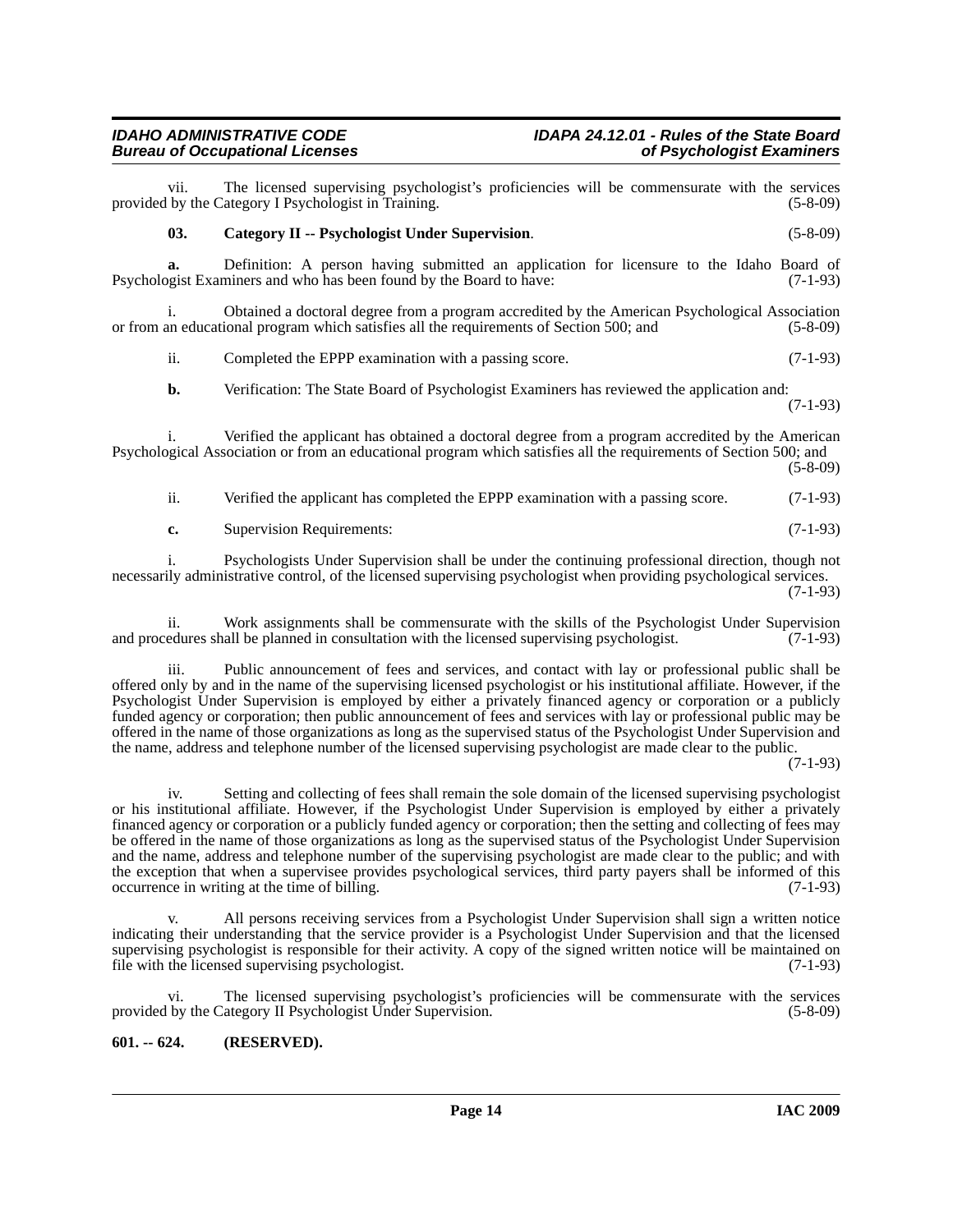vii. The licensed supervising psychologist's proficiencies will be commensurate with the services provided by the Category I Psychologist in Training. (5-8-09)

**03. Category II -- Psychologist Under Supervision**. (5-8-09)

**a.** Definition: A person having submitted an application for licensure to the Idaho Board of Psychologist Examiners and who has been found by the Board to have: (7-1-93)

i. Obtained a doctoral degree from a program accredited by the American Psychological Association or from an educational program which satisfies all the requirements of Section 500; and (5-8-09)

ii. Completed the EPPP examination with a passing score. (7-1-93)

**b.** Verification: The State Board of Psychologist Examiners has reviewed the application and: (7-1-93)

i. Verified the applicant has obtained a doctoral degree from a program accredited by the American Psychological Association or from an educational program which satisfies all the requirements of Section 500; and (5-8-09)

ii. Verified the applicant has completed the EPPP examination with a passing score. (7-1-93)

**c.** Supervision Requirements: (7-1-93)

i. Psychologists Under Supervision shall be under the continuing professional direction, though not necessarily administrative control, of the licensed supervising psychologist when providing psychological services. (7-1-93)

ii. Work assignments shall be commensurate with the skills of the Psychologist Under Supervision and procedures shall be planned in consultation with the licensed supervising psychologist. (7-1-93)

iii. Public announcement of fees and services, and contact with lay or professional public shall be offered only by and in the name of the supervising licensed psychologist or his institutional affiliate. However, if the Psychologist Under Supervision is employed by either a privately financed agency or corporation or a publicly funded agency or corporation; then public announcement of fees and services with lay or professional public may be offered in the name of those organizations as long as the supervised status of the Psychologist Under Supervision and the name, address and telephone number of the licensed supervising psychologist are made clear to the public. (7-1-93)

iv. Setting and collecting of fees shall remain the sole domain of the licensed supervising psychologist or his institutional affiliate. However, if the Psychologist Under Supervision is employed by either a privately financed agency or corporation or a publicly funded agency or corporation; then the setting and collecting of fees may be offered in the name of those organizations as long as the supervised status of the Psychologist Under Supervision and the name, address and telephone number of the supervising psychologist are made clear to the public; and with the exception that when a supervisee provides psychological services, third party payers shall be informed of this occurrence in writing at the time of billing. (7-1-93)

v. All persons receiving services from a Psychologist Under Supervision shall sign a written notice indicating their understanding that the service provider is a Psychologist Under Supervision and that the licensed supervising psychologist is responsible for their activity. A copy of the signed written notice will be maintained on file with the licensed supervising psychologist. (7-1-93)

vi. The licensed supervising psychologist's proficiencies will be commensurate with the services provided by the Category II Psychologist Under Supervision. (5-8-09)

**601. -- 624. (RESERVED).**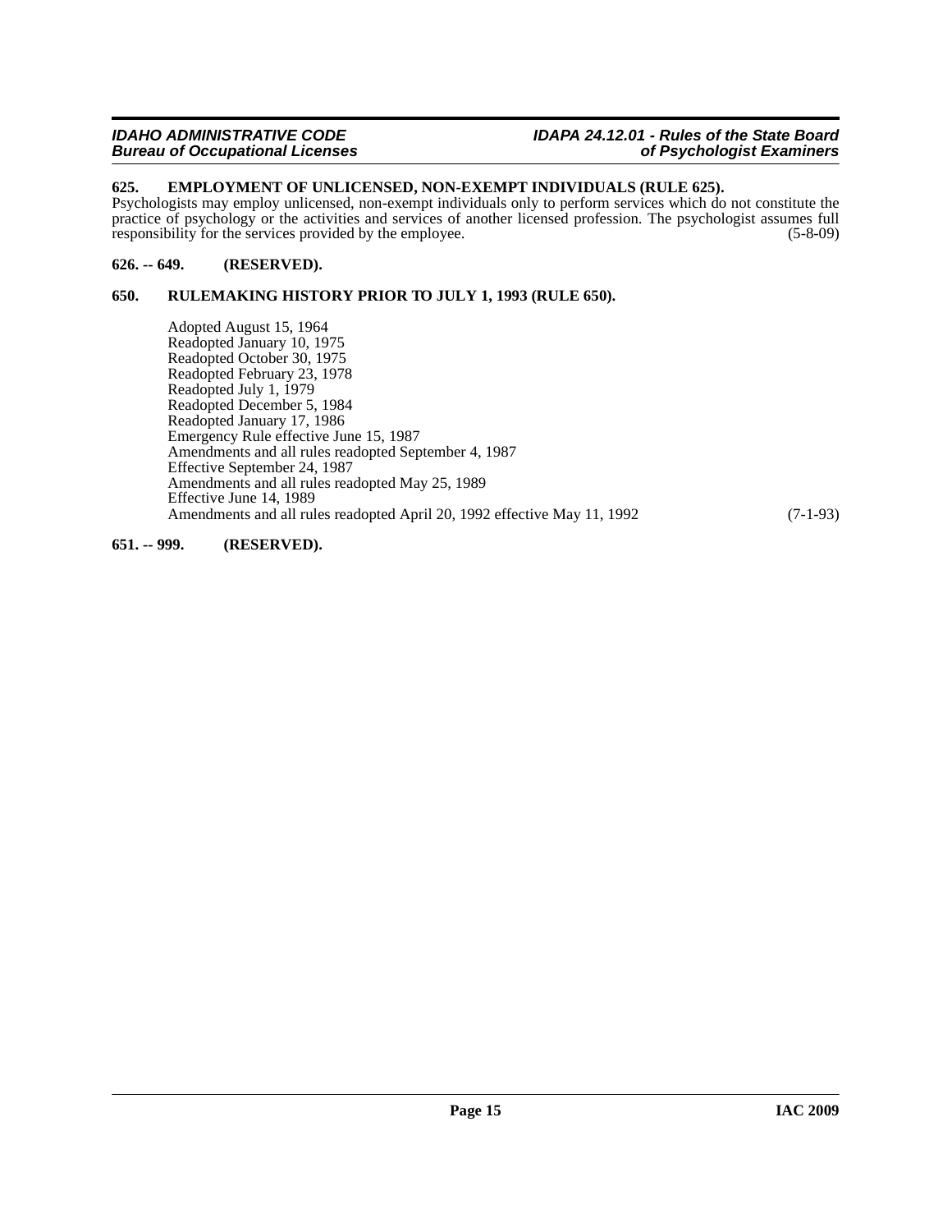### 625. EMPLOYMENT OF UNLICENSED, NON-EXEMPT INDIVIDUALS (RULE 625).

Psychologists may employ unlicensed, non-exempt individuals only to perform services which do not constitute the practice of psychology or the activities and services of another licensed profession. The psychologist assumes full responsibility for the services provided by the employee. (5-8-09)

### 626. -- 649. (RESERVED).

### 650. RULEMAKING HISTORY PRIOR TO JULY 1, 1993 (RULE 650).

Adopted August 15, 1964
Readopted January 10, 1975
Readopted October 30, 1975
Readopted February 23, 1978
Readopted July 1, 1979
Readopted December 5, 1984
Readopted January 17, 1986
Emergency Rule effective June 15, 1987
Amendments and all rules readopted September 4, 1987
Effective September 24, 1987
Amendments and all rules readopted May 25, 1989
Effective June 14, 1989
Amendments and all rules readopted April 20, 1992 effective May 11, 1992 (7-1-93)

### 651. -- 999. (RESERVED).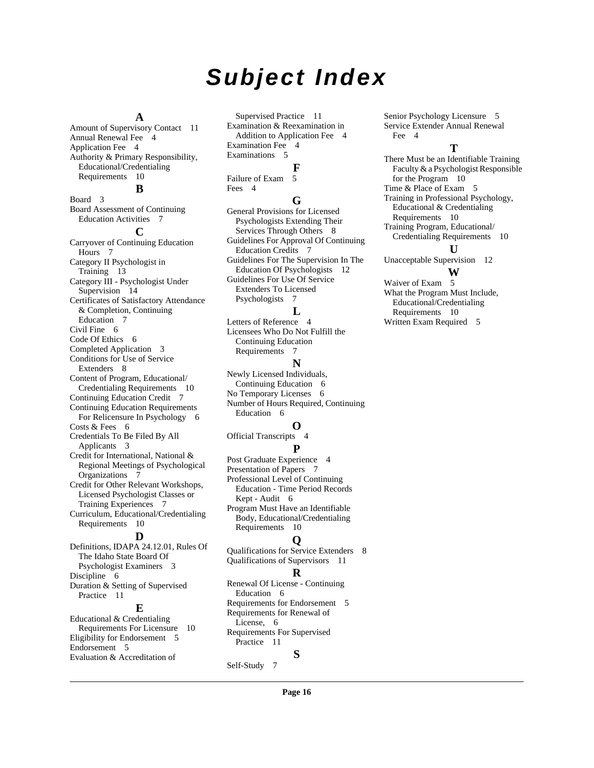# Subject Index

## A

Amount of Supervisory Contact 11
Annual Renewal Fee 4
Application Fee 4
Authority & Primary Responsibility, Educational/Credentialing Requirements 10

## B

Board 3
Board Assessment of Continuing Education Activities 7

## C

Carryover of Continuing Education Hours 7
Category II Psychologist in Training 13
Category III - Psychologist Under Supervision 14
Certificates of Satisfactory Attendance & Completion, Continuing Education 7
Civil Fine 6
Code Of Ethics 6
Completed Application 3
Conditions for Use of Service Extenders 8
Content of Program, Educational/ Credentialing Requirements 10
Continuing Education Credit 7
Continuing Education Requirements For Relicensure In Psychology 6
Costs & Fees 6
Credentials To Be Filed By All Applicants 3
Credit for International, National & Regional Meetings of Psychological Organizations 7
Credit for Other Relevant Workshops, Licensed Psychologist Classes or Training Experiences 7
Curriculum, Educational/Credentialing Requirements 10

## D

Definitions, IDAPA 24.12.01, Rules Of The Idaho State Board Of Psychologist Examiners 3
Discipline 6
Duration & Setting of Supervised Practice 11

## E

Educational & Credentialing Requirements For Licensure 10
Eligibility for Endorsement 5
Endorsement 5
Evaluation & Accreditation of Supervised Practice 11
Examination & Reexamination in Addition to Application Fee 4
Examination Fee 4
Examinations 5

## F

Failure of Exam 5
Fees 4

## G

General Provisions for Licensed Psychologists Extending Their Services Through Others 8
Guidelines For Approval Of Continuing Education Credits 7
Guidelines For The Supervision In The Education Of Psychologists 12
Guidelines For Use Of Service Extenders To Licensed Psychologists 7

## L

Letters of Reference 4
Licensees Who Do Not Fulfill the Continuing Education Requirements 7

## N

Newly Licensed Individuals, Continuing Education 6
No Temporary Licenses 6
Number of Hours Required, Continuing Education 6

## O

Official Transcripts 4

## P

Post Graduate Experience 4
Presentation of Papers 7
Professional Level of Continuing Education - Time Period Records Kept - Audit 6
Program Must Have an Identifiable Body, Educational/Credentialing Requirements 10

## Q

Qualifications for Service Extenders 8
Qualifications of Supervisors 11

## R

Renewal Of License - Continuing Education 6
Requirements for Endorsement 5
Requirements for Renewal of License, 6
Requirements For Supervised Practice 11

## S

Self-Study 7
Senior Psychology Licensure 5
Service Extender Annual Renewal Fee 4

## T

There Must be an Identifiable Training Faculty & a Psychologist Responsible for the Program 10
Time & Place of Exam 5
Training in Professional Psychology, Educational & Credentialing Requirements 10
Training Program, Educational/ Credentialing Requirements 10

## U

Unacceptable Supervision 12

## W

Waiver of Exam 5
What the Program Must Include, Educational/Credentialing Requirements 10
Written Exam Required 5